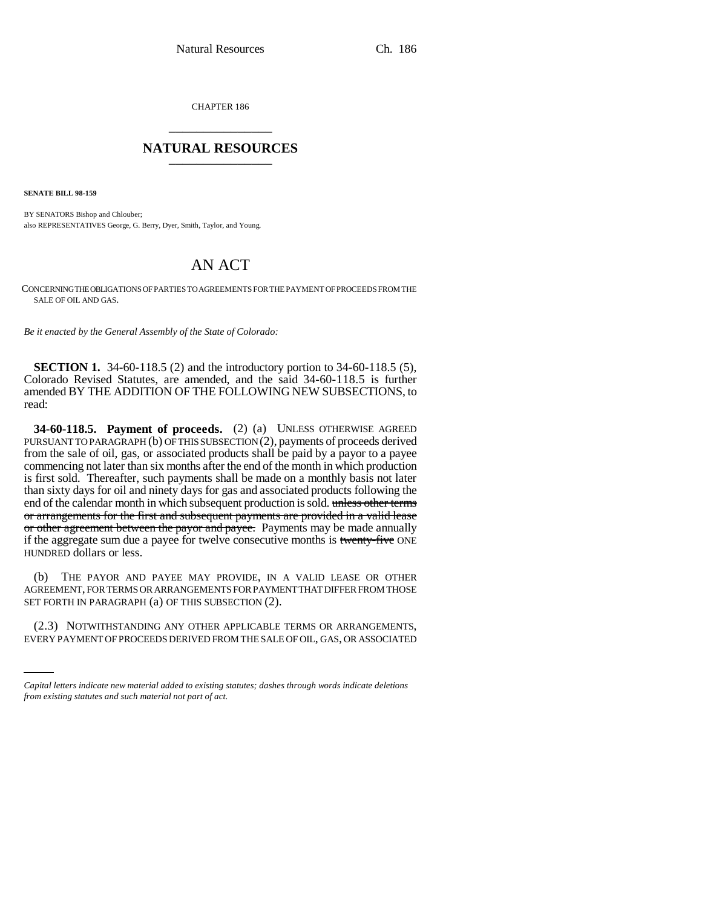CHAPTER 186

# NATURAL RESOURCES

**SENATE BILL 98-159**

BY SENATORS Bishop and Chlouber;
also REPRESENTATIVES George, G. Berry, Dyer, Smith, Taylor, and Young.

## AN ACT

CONCERNING THE OBLIGATIONS OF PARTIES TO AGREEMENTS FOR THE PAYMENT OF PROCEEDS FROM THE SALE OF OIL AND GAS.

*Be it enacted by the General Assembly of the State of Colorado:*

**SECTION 1.** 34-60-118.5 (2) and the introductory portion to 34-60-118.5 (5), Colorado Revised Statutes, are amended, and the said 34-60-118.5 is further amended BY THE ADDITION OF THE FOLLOWING NEW SUBSECTIONS, to read:

**34-60-118.5. Payment of proceeds.** (2) (a) UNLESS OTHERWISE AGREED PURSUANT TO PARAGRAPH (b) OF THIS SUBSECTION (2), payments of proceeds derived from the sale of oil, gas, or associated products shall be paid by a payor to a payee commencing not later than six months after the end of the month in which production is first sold. Thereafter, such payments shall be made on a monthly basis not later than sixty days for oil and ninety days for gas and associated products following the end of the calendar month in which subsequent production is sold. ~~unless other terms or arrangements for the first and subsequent payments are provided in a valid lease or other agreement between the payor and payee.~~ Payments may be made annually if the aggregate sum due a payee for twelve consecutive months is ~~twenty-five~~ ONE HUNDRED dollars or less.

(b) THE PAYOR AND PAYEE MAY PROVIDE, IN A VALID LEASE OR OTHER AGREEMENT, FOR TERMS OR ARRANGEMENTS FOR PAYMENT THAT DIFFER FROM THOSE SET FORTH IN PARAGRAPH (a) OF THIS SUBSECTION (2).

(2.3) NOTWITHSTANDING ANY OTHER APPLICABLE TERMS OR ARRANGEMENTS, EVERY PAYMENT OF PROCEEDS DERIVED FROM THE SALE OF OIL, GAS, OR ASSOCIATED

*Capital letters indicate new material added to existing statutes; dashes through words indicate deletions from existing statutes and such material not part of act.*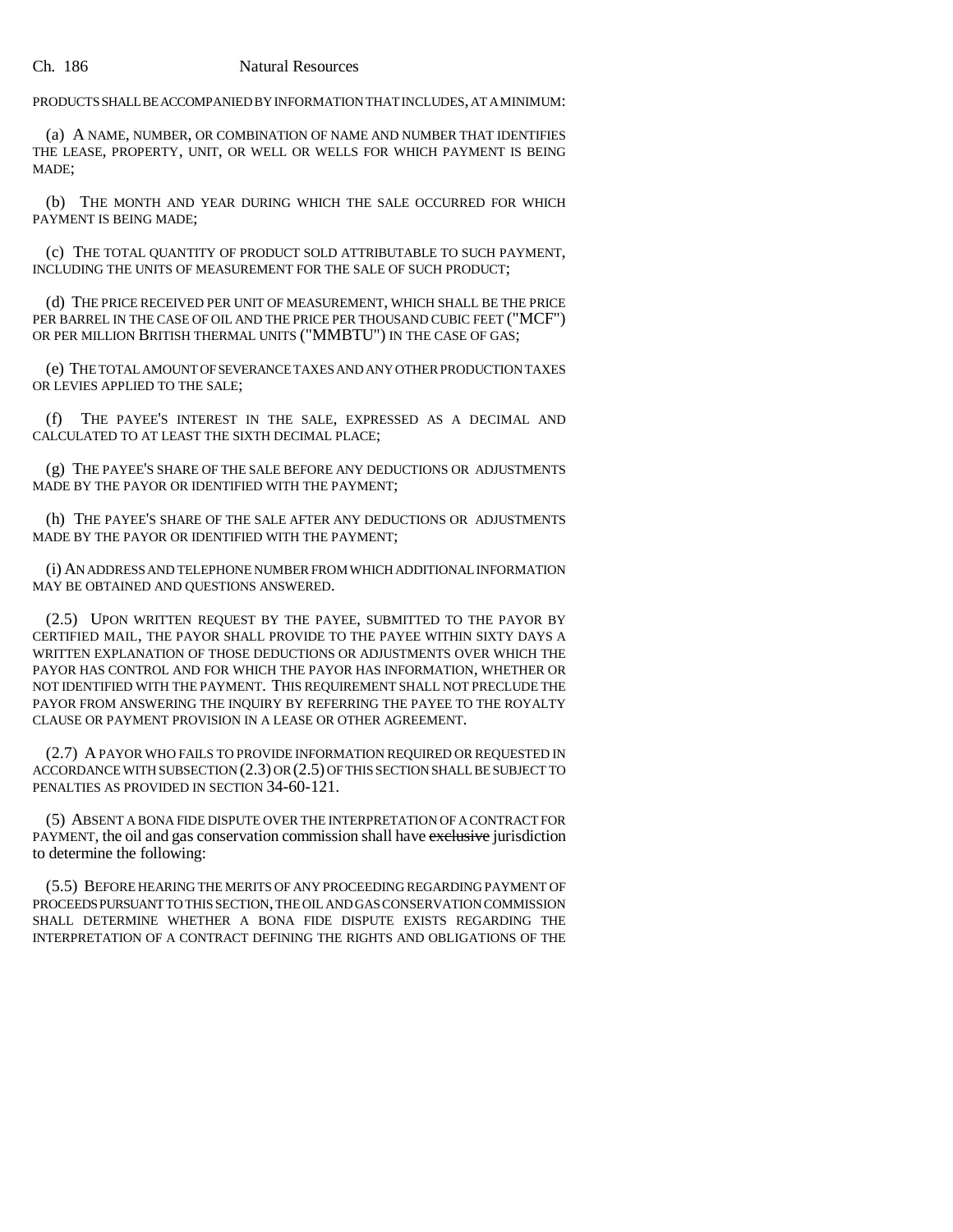PRODUCTS SHALL BE ACCOMPANIED BY INFORMATION THAT INCLUDES, AT A MINIMUM:

(a) A NAME, NUMBER, OR COMBINATION OF NAME AND NUMBER THAT IDENTIFIES THE LEASE, PROPERTY, UNIT, OR WELL OR WELLS FOR WHICH PAYMENT IS BEING MADE;

(b) THE MONTH AND YEAR DURING WHICH THE SALE OCCURRED FOR WHICH PAYMENT IS BEING MADE;

(c) THE TOTAL QUANTITY OF PRODUCT SOLD ATTRIBUTABLE TO SUCH PAYMENT, INCLUDING THE UNITS OF MEASUREMENT FOR THE SALE OF SUCH PRODUCT;

(d) THE PRICE RECEIVED PER UNIT OF MEASUREMENT, WHICH SHALL BE THE PRICE PER BARREL IN THE CASE OF OIL AND THE PRICE PER THOUSAND CUBIC FEET ("MCF") OR PER MILLION BRITISH THERMAL UNITS ("MMBTU") IN THE CASE OF GAS;

(e) THE TOTAL AMOUNT OF SEVERANCE TAXES AND ANY OTHER PRODUCTION TAXES OR LEVIES APPLIED TO THE SALE;

(f) THE PAYEE'S INTEREST IN THE SALE, EXPRESSED AS A DECIMAL AND CALCULATED TO AT LEAST THE SIXTH DECIMAL PLACE;

(g) THE PAYEE'S SHARE OF THE SALE BEFORE ANY DEDUCTIONS OR ADJUSTMENTS MADE BY THE PAYOR OR IDENTIFIED WITH THE PAYMENT;

(h) THE PAYEE'S SHARE OF THE SALE AFTER ANY DEDUCTIONS OR ADJUSTMENTS MADE BY THE PAYOR OR IDENTIFIED WITH THE PAYMENT;

(i) AN ADDRESS AND TELEPHONE NUMBER FROM WHICH ADDITIONAL INFORMATION MAY BE OBTAINED AND QUESTIONS ANSWERED.

(2.5) UPON WRITTEN REQUEST BY THE PAYEE, SUBMITTED TO THE PAYOR BY CERTIFIED MAIL, THE PAYOR SHALL PROVIDE TO THE PAYEE WITHIN SIXTY DAYS A WRITTEN EXPLANATION OF THOSE DEDUCTIONS OR ADJUSTMENTS OVER WHICH THE PAYOR HAS CONTROL AND FOR WHICH THE PAYOR HAS INFORMATION, WHETHER OR NOT IDENTIFIED WITH THE PAYMENT. THIS REQUIREMENT SHALL NOT PRECLUDE THE PAYOR FROM ANSWERING THE INQUIRY BY REFERRING THE PAYEE TO THE ROYALTY CLAUSE OR PAYMENT PROVISION IN A LEASE OR OTHER AGREEMENT.

(2.7) A PAYOR WHO FAILS TO PROVIDE INFORMATION REQUIRED OR REQUESTED IN ACCORDANCE WITH SUBSECTION (2.3) OR (2.5) OF THIS SECTION SHALL BE SUBJECT TO PENALTIES AS PROVIDED IN SECTION 34-60-121.

(5) ABSENT A BONA FIDE DISPUTE OVER THE INTERPRETATION OF A CONTRACT FOR PAYMENT, the oil and gas conservation commission shall have ~~exclusive~~ jurisdiction to determine the following:

(5.5) BEFORE HEARING THE MERITS OF ANY PROCEEDING REGARDING PAYMENT OF PROCEEDS PURSUANT TO THIS SECTION, THE OIL AND GAS CONSERVATION COMMISSION SHALL DETERMINE WHETHER A BONA FIDE DISPUTE EXISTS REGARDING THE INTERPRETATION OF A CONTRACT DEFINING THE RIGHTS AND OBLIGATIONS OF THE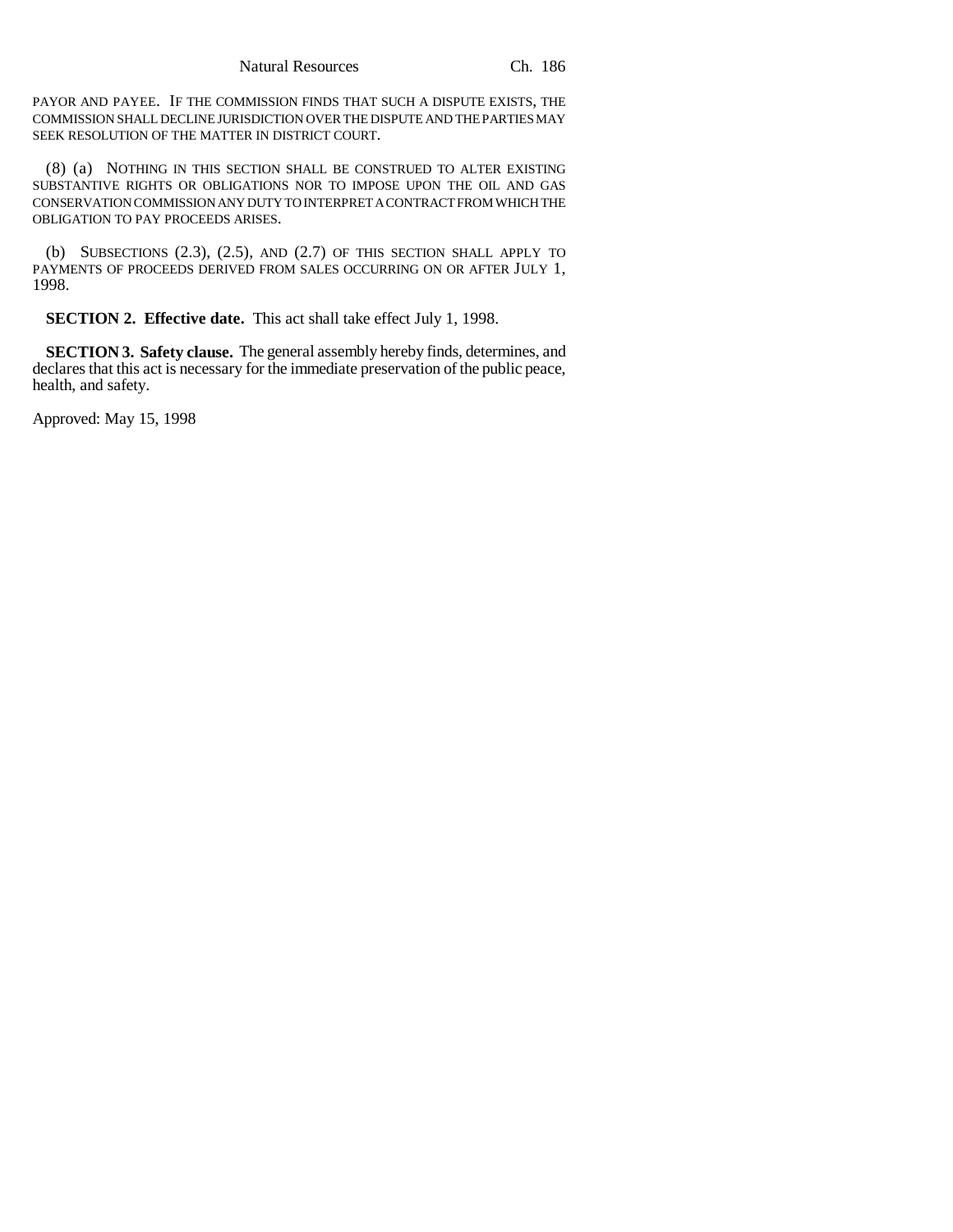PAYOR AND PAYEE. IF THE COMMISSION FINDS THAT SUCH A DISPUTE EXISTS, THE COMMISSION SHALL DECLINE JURISDICTION OVER THE DISPUTE AND THE PARTIES MAY SEEK RESOLUTION OF THE MATTER IN DISTRICT COURT.

(8) (a) NOTHING IN THIS SECTION SHALL BE CONSTRUED TO ALTER EXISTING SUBSTANTIVE RIGHTS OR OBLIGATIONS NOR TO IMPOSE UPON THE OIL AND GAS CONSERVATION COMMISSION ANY DUTY TO INTERPRET A CONTRACT FROM WHICH THE OBLIGATION TO PAY PROCEEDS ARISES.

(b) SUBSECTIONS (2.3), (2.5), AND (2.7) OF THIS SECTION SHALL APPLY TO PAYMENTS OF PROCEEDS DERIVED FROM SALES OCCURRING ON OR AFTER JULY 1, 1998.

**SECTION 2. Effective date.** This act shall take effect July 1, 1998.

**SECTION 3. Safety clause.** The general assembly hereby finds, determines, and declares that this act is necessary for the immediate preservation of the public peace, health, and safety.

Approved: May 15, 1998